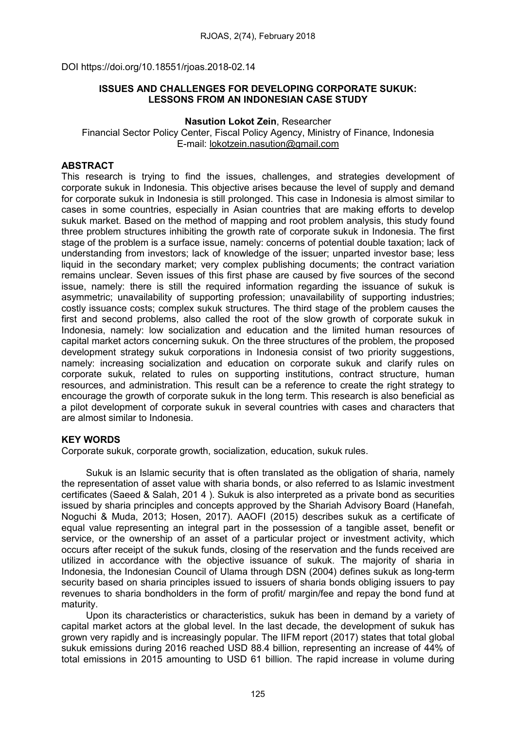DOI https://doi.org/10.18551/rjoas.2018-02.14

# ISSUES AND CHALLENGES FOR DEVELOPING CORPORATE SUKUK: LESSONS FROM AN INDONESIAN CASE STUDY

**Nasution Lokot Zein**, Researcher
Financial Sector Policy Center, Fiscal Policy Agency, Ministry of Finance, Indonesia
E-mail: lokotzein.nasution@gmail.com

## ABSTRACT

This research is trying to find the issues, challenges, and strategies development of corporate sukuk in Indonesia. This objective arises because the level of supply and demand for corporate sukuk in Indonesia is still prolonged. This case in Indonesia is almost similar to cases in some countries, especially in Asian countries that are making efforts to develop sukuk market. Based on the method of mapping and root problem analysis, this study found three problem structures inhibiting the growth rate of corporate sukuk in Indonesia. The first stage of the problem is a surface issue, namely: concerns of potential double taxation; lack of understanding from investors; lack of knowledge of the issuer; unparted investor base; less liquid in the secondary market; very complex publishing documents; the contract variation remains unclear. Seven issues of this first phase are caused by five sources of the second issue, namely: there is still the required information regarding the issuance of sukuk is asymmetric; unavailability of supporting profession; unavailability of supporting industries; costly issuance costs; complex sukuk structures. The third stage of the problem causes the first and second problems, also called the root of the slow growth of corporate sukuk in Indonesia, namely: low socialization and education and the limited human resources of capital market actors concerning sukuk. On the three structures of the problem, the proposed development strategy sukuk corporations in Indonesia consist of two priority suggestions, namely: increasing socialization and education on corporate sukuk and clarify rules on corporate sukuk, related to rules on supporting institutions, contract structure, human resources, and administration. This result can be a reference to create the right strategy to encourage the growth of corporate sukuk in the long term. This research is also beneficial as a pilot development of corporate sukuk in several countries with cases and characters that are almost similar to Indonesia.

## KEY WORDS

Corporate sukuk, corporate growth, socialization, education, sukuk rules.

Sukuk is an Islamic security that is often translated as the obligation of sharia, namely the representation of asset value with sharia bonds, or also referred to as Islamic investment certificates (Saeed & Salah, 201 4 ). Sukuk is also interpreted as a private bond as securities issued by sharia principles and concepts approved by the Shariah Advisory Board (Hanefah, Noguchi & Muda, 2013; Hosen, 2017). AAOFI (2015) describes sukuk as a certificate of equal value representing an integral part in the possession of a tangible asset, benefit or service, or the ownership of an asset of a particular project or investment activity, which occurs after receipt of the sukuk funds, closing of the reservation and the funds received are utilized in accordance with the objective issuance of sukuk. The majority of sharia in Indonesia, the Indonesian Council of Ulama through DSN (2004) defines sukuk as long-term security based on sharia principles issued to issuers of sharia bonds obliging issuers to pay revenues to sharia bondholders in the form of profit/ margin/fee and repay the bond fund at maturity.

Upon its characteristics or characteristics, sukuk has been in demand by a variety of capital market actors at the global level. In the last decade, the development of sukuk has grown very rapidly and is increasingly popular. The IIFM report (2017) states that total global sukuk emissions during 2016 reached USD 88.4 billion, representing an increase of 44% of total emissions in 2015 amounting to USD 61 billion. The rapid increase in volume during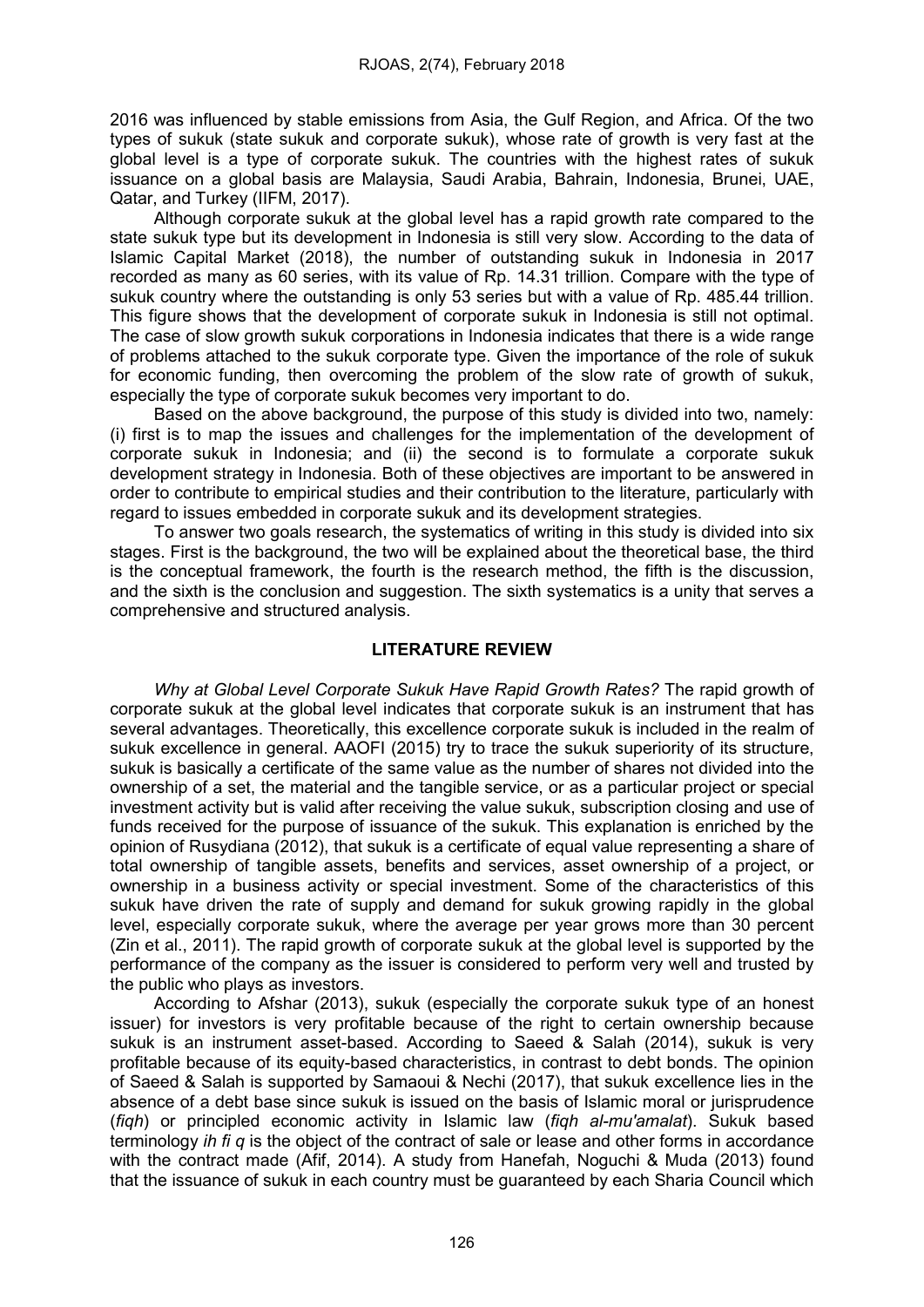2016 was influenced by stable emissions from Asia, the Gulf Region, and Africa. Of the two types of sukuk (state sukuk and corporate sukuk), whose rate of growth is very fast at the global level is a type of corporate sukuk. The countries with the highest rates of sukuk issuance on a global basis are Malaysia, Saudi Arabia, Bahrain, Indonesia, Brunei, UAE, Qatar, and Turkey (IIFM, 2017).

Although corporate sukuk at the global level has a rapid growth rate compared to the state sukuk type but its development in Indonesia is still very slow. According to the data of Islamic Capital Market (2018), the number of outstanding sukuk in Indonesia in 2017 recorded as many as 60 series, with its value of Rp. 14.31 trillion. Compare with the type of sukuk country where the outstanding is only 53 series but with a value of Rp. 485.44 trillion. This figure shows that the development of corporate sukuk in Indonesia is still not optimal. The case of slow growth sukuk corporations in Indonesia indicates that there is a wide range of problems attached to the sukuk corporate type. Given the importance of the role of sukuk for economic funding, then overcoming the problem of the slow rate of growth of sukuk, especially the type of corporate sukuk becomes very important to do.

Based on the above background, the purpose of this study is divided into two, namely: (i) first is to map the issues and challenges for the implementation of the development of corporate sukuk in Indonesia; and (ii) the second is to formulate a corporate sukuk development strategy in Indonesia. Both of these objectives are important to be answered in order to contribute to empirical studies and their contribution to the literature, particularly with regard to issues embedded in corporate sukuk and its development strategies.

To answer two goals research, the systematics of writing in this study is divided into six stages. First is the background, the two will be explained about the theoretical base, the third is the conceptual framework, the fourth is the research method, the fifth is the discussion, and the sixth is the conclusion and suggestion. The sixth systematics is a unity that serves a comprehensive and structured analysis.

## LITERATURE REVIEW

*Why at Global Level Corporate Sukuk Have Rapid Growth Rates?* The rapid growth of corporate sukuk at the global level indicates that corporate sukuk is an instrument that has several advantages. Theoretically, this excellence corporate sukuk is included in the realm of sukuk excellence in general. AAOFI (2015) try to trace the sukuk superiority of its structure, sukuk is basically a certificate of the same value as the number of shares not divided into the ownership of a set, the material and the tangible service, or as a particular project or special investment activity but is valid after receiving the value sukuk, subscription closing and use of funds received for the purpose of issuance of the sukuk. This explanation is enriched by the opinion of Rusydiana (2012), that sukuk is a certificate of equal value representing a share of total ownership of tangible assets, benefits and services, asset ownership of a project, or ownership in a business activity or special investment. Some of the characteristics of this sukuk have driven the rate of supply and demand for sukuk growing rapidly in the global level, especially corporate sukuk, where the average per year grows more than 30 percent (Zin et al., 2011). The rapid growth of corporate sukuk at the global level is supported by the performance of the company as the issuer is considered to perform very well and trusted by the public who plays as investors.

According to Afshar (2013), sukuk (especially the corporate sukuk type of an honest issuer) for investors is very profitable because of the right to certain ownership because sukuk is an instrument asset-based. According to Saeed & Salah (2014), sukuk is very profitable because of its equity-based characteristics, in contrast to debt bonds. The opinion of Saeed & Salah is supported by Samaoui & Nechi (2017), that sukuk excellence lies in the absence of a debt base since sukuk is issued on the basis of Islamic moral or jurisprudence (*fiqh*) or principled economic activity in Islamic law (*fiqh al-mu'amalat*). Sukuk based terminology *ih fi q* is the object of the contract of sale or lease and other forms in accordance with the contract made (Afif, 2014). A study from Hanefah, Noguchi & Muda (2013) found that the issuance of sukuk in each country must be guaranteed by each Sharia Council which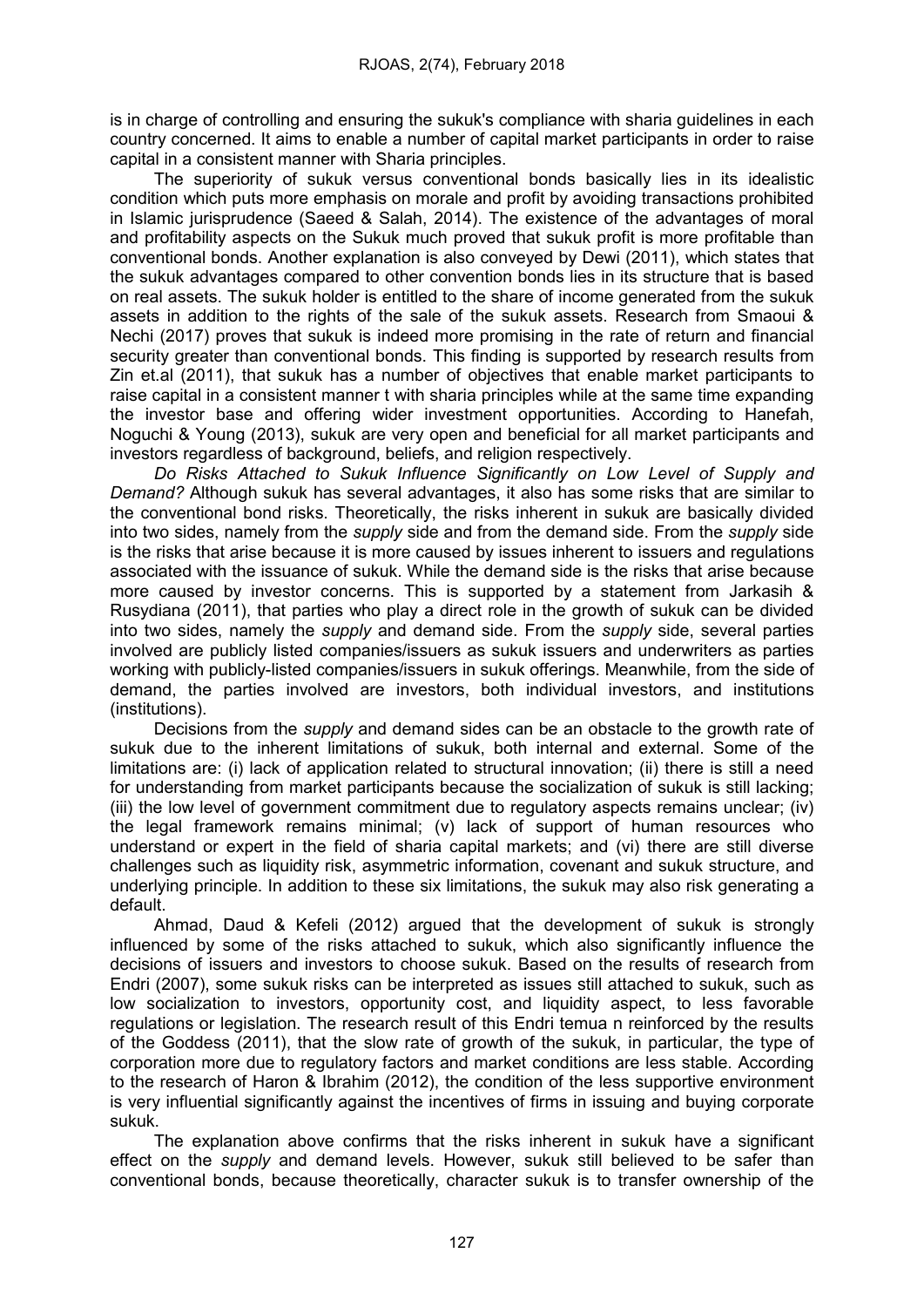is in charge of controlling and ensuring the sukuk's compliance with sharia guidelines in each country concerned. It aims to enable a number of capital market participants in order to raise capital in a consistent manner with Sharia principles.

The superiority of sukuk versus conventional bonds basically lies in its idealistic condition which puts more emphasis on morale and profit by avoiding transactions prohibited in Islamic jurisprudence (Saeed & Salah, 2014). The existence of the advantages of moral and profitability aspects on the Sukuk much proved that sukuk profit is more profitable than conventional bonds. Another explanation is also conveyed by Dewi (2011), which states that the sukuk advantages compared to other convention bonds lies in its structure that is based on real assets. The sukuk holder is entitled to the share of income generated from the sukuk assets in addition to the rights of the sale of the sukuk assets. Research from Smaoui & Nechi (2017) proves that sukuk is indeed more promising in the rate of return and financial security greater than conventional bonds. This finding is supported by research results from Zin et.al (2011), that sukuk has a number of objectives that enable market participants to raise capital in a consistent manner t with sharia principles while at the same time expanding the investor base and offering wider investment opportunities. According to Hanefah, Noguchi & Young (2013), sukuk are very open and beneficial for all market participants and investors regardless of background, beliefs, and religion respectively.

*Do Risks Attached to Sukuk Influence Significantly on Low Level of Supply and Demand?* Although sukuk has several advantages, it also has some risks that are similar to the conventional bond risks. Theoretically, the risks inherent in sukuk are basically divided into two sides, namely from the *supply* side and from the demand side. From the *supply* side is the risks that arise because it is more caused by issues inherent to issuers and regulations associated with the issuance of sukuk. While the demand side is the risks that arise because more caused by investor concerns. This is supported by a statement from Jarkasih & Rusydiana (2011), that parties who play a direct role in the growth of sukuk can be divided into two sides, namely the *supply* and demand side. From the *supply* side, several parties involved are publicly listed companies/issuers as sukuk issuers and underwriters as parties working with publicly-listed companies/issuers in sukuk offerings. Meanwhile, from the side of demand, the parties involved are investors, both individual investors, and institutions (institutions).

Decisions from the *supply* and demand sides can be an obstacle to the growth rate of sukuk due to the inherent limitations of sukuk, both internal and external. Some of the limitations are: (i) lack of application related to structural innovation; (ii) there is still a need for understanding from market participants because the socialization of sukuk is still lacking; (iii) the low level of government commitment due to regulatory aspects remains unclear; (iv) the legal framework remains minimal; (v) lack of support of human resources who understand or expert in the field of sharia capital markets; and (vi) there are still diverse challenges such as liquidity risk, asymmetric information, covenant and sukuk structure, and underlying principle. In addition to these six limitations, the sukuk may also risk generating a default.

Ahmad, Daud & Kefeli (2012) argued that the development of sukuk is strongly influenced by some of the risks attached to sukuk, which also significantly influence the decisions of issuers and investors to choose sukuk. Based on the results of research from Endri (2007), some sukuk risks can be interpreted as issues still attached to sukuk, such as low socialization to investors, opportunity cost, and liquidity aspect, to less favorable regulations or legislation. The research result of this Endri temua n reinforced by the results of the Goddess (2011), that the slow rate of growth of the sukuk, in particular, the type of corporation more due to regulatory factors and market conditions are less stable. According to the research of Haron & Ibrahim (2012), the condition of the less supportive environment is very influential significantly against the incentives of firms in issuing and buying corporate sukuk.

The explanation above confirms that the risks inherent in sukuk have a significant effect on the *supply* and demand levels. However, sukuk still believed to be safer than conventional bonds, because theoretically, character sukuk is to transfer ownership of the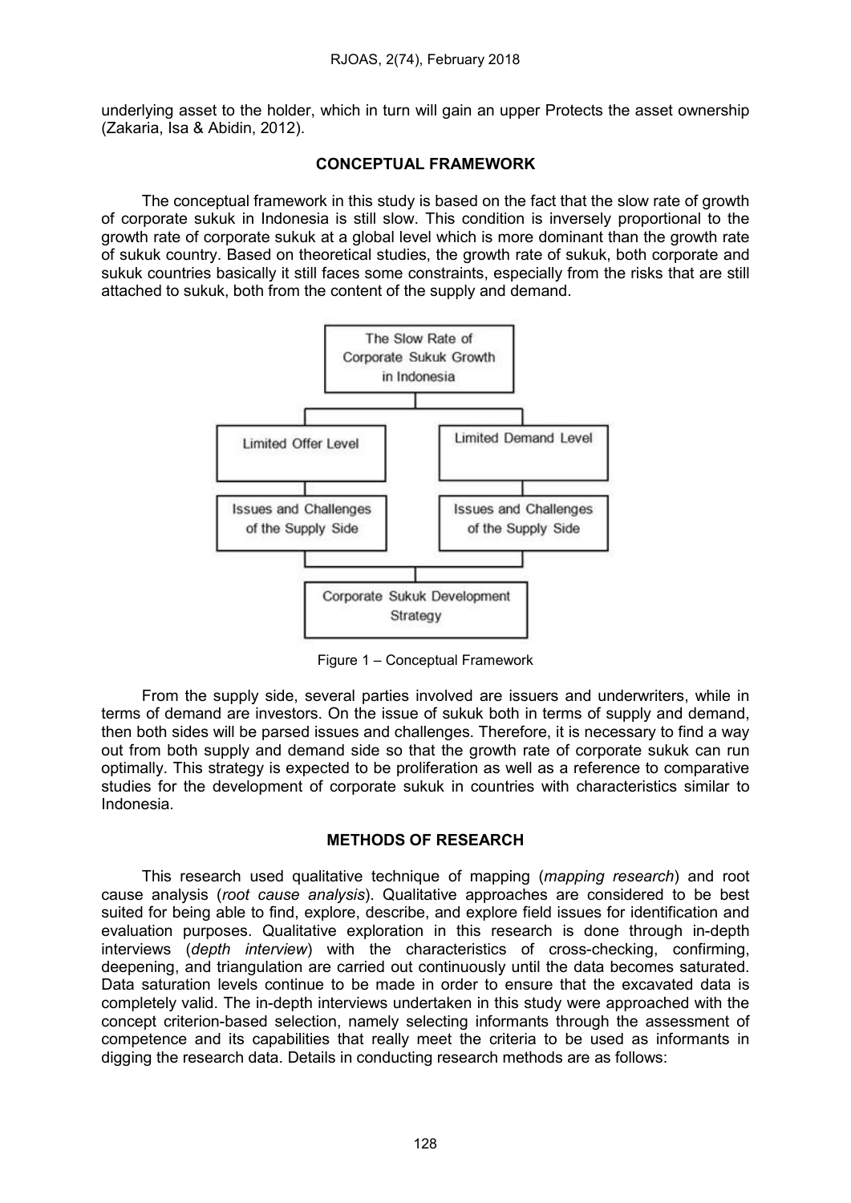underlying asset to the holder, which in turn will gain an upper Protects the asset ownership (Zakaria, Isa & Abidin, 2012).

## CONCEPTUAL FRAMEWORK

The conceptual framework in this study is based on the fact that the slow rate of growth of corporate sukuk in Indonesia is still slow. This condition is inversely proportional to the growth rate of corporate sukuk at a global level which is more dominant than the growth rate of sukuk country. Based on theoretical studies, the growth rate of sukuk, both corporate and sukuk countries basically it still faces some constraints, especially from the risks that are still attached to sukuk, both from the content of the supply and demand.

The Slow Rate of Corporate Sukuk Growth in Indonesia

Limited Offer Level | Limited Demand Level

Issues and Challenges of the Supply Side | Issues and Challenges of the Supply Side

Corporate Sukuk Development Strategy

Figure 1 – Conceptual Framework

From the supply side, several parties involved are issuers and underwriters, while in terms of demand are investors. On the issue of sukuk both in terms of supply and demand, then both sides will be parsed issues and challenges. Therefore, it is necessary to find a way out from both supply and demand side so that the growth rate of corporate sukuk can run optimally. This strategy is expected to be proliferation as well as a reference to comparative studies for the development of corporate sukuk in countries with characteristics similar to Indonesia.

## METHODS OF RESEARCH

This research used qualitative technique of mapping (*mapping research*) and root cause analysis (*root cause analysis*). Qualitative approaches are considered to be best suited for being able to find, explore, describe, and explore field issues for identification and evaluation purposes. Qualitative exploration in this research is done through in-depth interviews (*depth interview*) with the characteristics of cross-checking, confirming, deepening, and triangulation are carried out continuously until the data becomes saturated. Data saturation levels continue to be made in order to ensure that the excavated data is completely valid. The in-depth interviews undertaken in this study were approached with the concept criterion-based selection, namely selecting informants through the assessment of competence and its capabilities that really meet the criteria to be used as informants in digging the research data. Details in conducting research methods are as follows: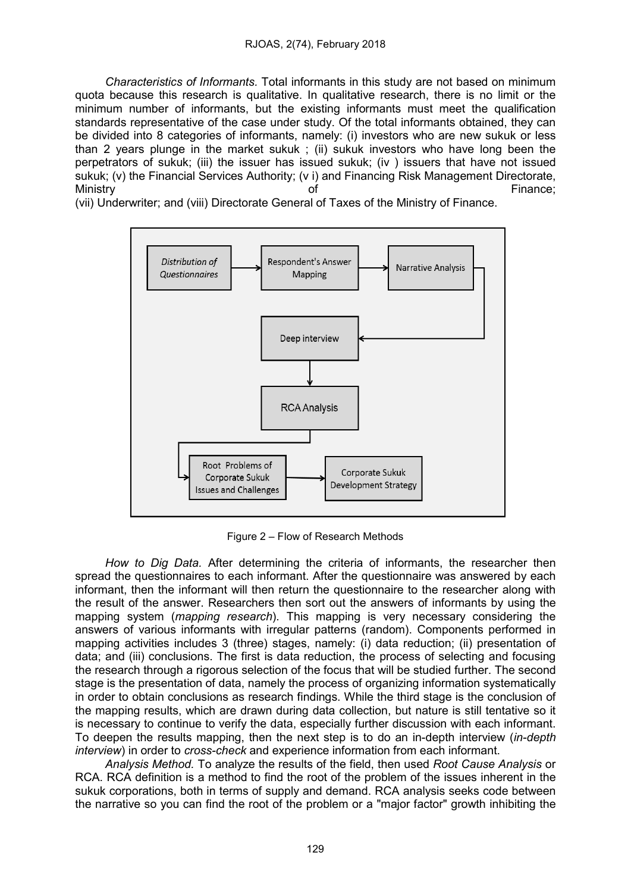*Characteristics of Informants.* Total informants in this study are not based on minimum quota because this research is qualitative. In qualitative research, there is no limit or the minimum number of informants, but the existing informants must meet the qualification standards representative of the case under study. Of the total informants obtained, they can be divided into 8 categories of informants, namely: (i) investors who are new sukuk or less than 2 years plunge in the market sukuk ; (ii) sukuk investors who have long been the perpetrators of sukuk; (iii) the issuer has issued sukuk; (iv ) issuers that have not issued sukuk; (v) the Financial Services Authority; (v i) and Financing Risk Management Directorate, Ministry of Finance; (vii) Underwriter; and (viii) Directorate General of Taxes of the Ministry of Finance.

*Distribution of Questionnaires* → Respondent's Answer Mapping → Narrative Analysis → Deep interview → RCA Analysis → Root Problems of Corporate Sukuk Issues and Challenges → Corporate Sukuk Development Strategy

Figure 2 – Flow of Research Methods

*How to Dig Data.* After determining the criteria of informants, the researcher then spread the questionnaires to each informant. After the questionnaire was answered by each informant, then the informant will then return the questionnaire to the researcher along with the result of the answer. Researchers then sort out the answers of informants by using the mapping system (*mapping research*). This mapping is very necessary considering the answers of various informants with irregular patterns (random). Components performed in mapping activities includes 3 (three) stages, namely: (i) data reduction; (ii) presentation of data; and (iii) conclusions. The first is data reduction, the process of selecting and focusing the research through a rigorous selection of the focus that will be studied further. The second stage is the presentation of data, namely the process of organizing information systematically in order to obtain conclusions as research findings. While the third stage is the conclusion of the mapping results, which are drawn during data collection, but nature is still tentative so it is necessary to continue to verify the data, especially further discussion with each informant. To deepen the results mapping, then the next step is to do an in-depth interview (*in-depth interview*) in order to *cross-check* and experience information from each informant.

*Analysis Method.* To analyze the results of the field, then used *Root Cause Analysis* or RCA. RCA definition is a method to find the root of the problem of the issues inherent in the sukuk corporations, both in terms of supply and demand. RCA analysis seeks code between the narrative so you can find the root of the problem or a "major factor" growth inhibiting the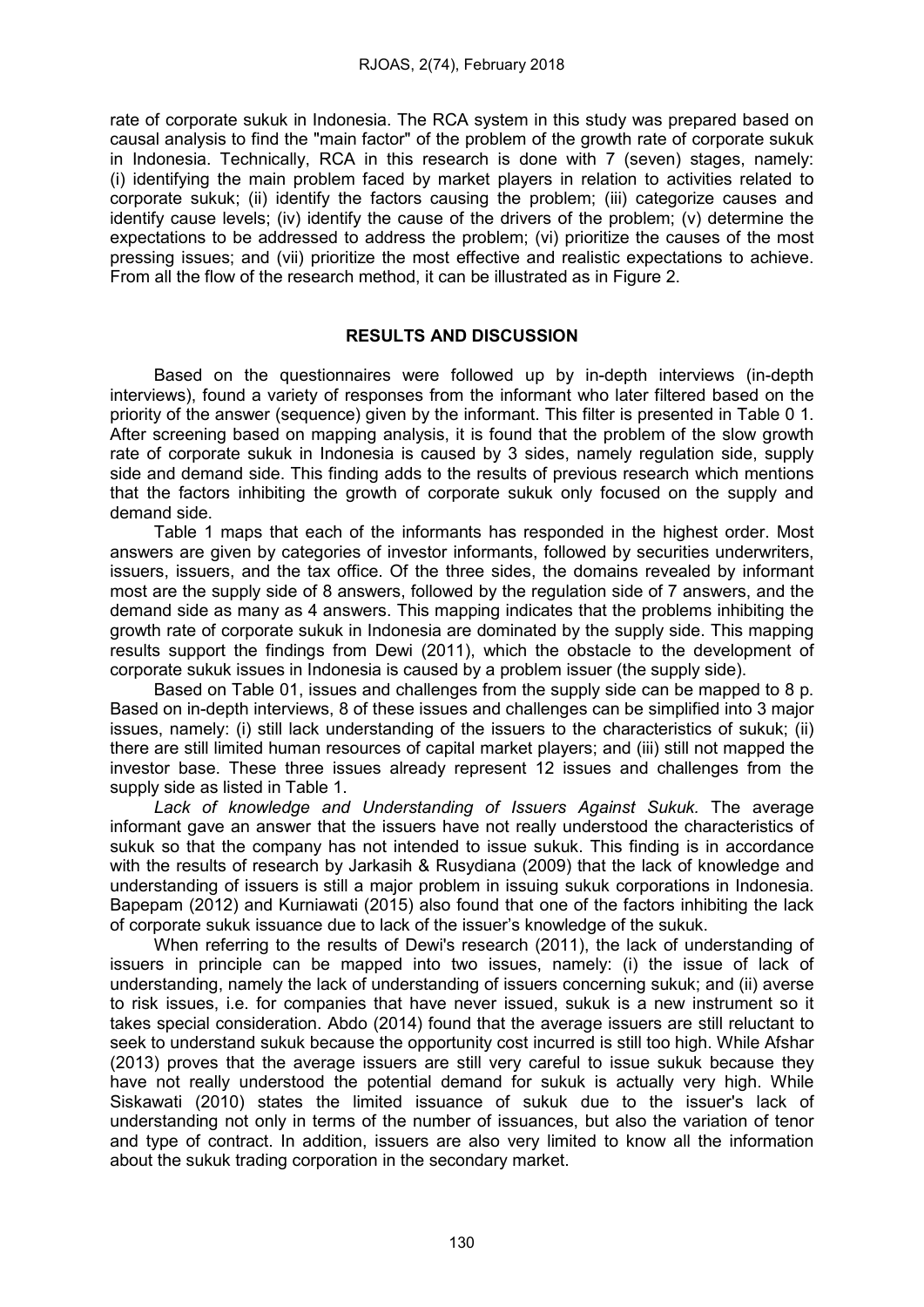rate of corporate sukuk in Indonesia. The RCA system in this study was prepared based on causal analysis to find the "main factor" of the problem of the growth rate of corporate sukuk in Indonesia. Technically, RCA in this research is done with 7 (seven) stages, namely: (i) identifying the main problem faced by market players in relation to activities related to corporate sukuk; (ii) identify the factors causing the problem; (iii) categorize causes and identify cause levels; (iv) identify the cause of the drivers of the problem; (v) determine the expectations to be addressed to address the problem; (vi) prioritize the causes of the most pressing issues; and (vii) prioritize the most effective and realistic expectations to achieve. From all the flow of the research method, it can be illustrated as in Figure 2.

## RESULTS AND DISCUSSION

Based on the questionnaires were followed up by in-depth interviews (in-depth interviews), found a variety of responses from the informant who later filtered based on the priority of the answer (sequence) given by the informant. This filter is presented in Table 0 1. After screening based on mapping analysis, it is found that the problem of the slow growth rate of corporate sukuk in Indonesia is caused by 3 sides, namely regulation side, supply side and demand side. This finding adds to the results of previous research which mentions that the factors inhibiting the growth of corporate sukuk only focused on the supply and demand side.

Table 1 maps that each of the informants has responded in the highest order. Most answers are given by categories of investor informants, followed by securities underwriters, issuers, issuers, and the tax office. Of the three sides, the domains revealed by informant most are the supply side of 8 answers, followed by the regulation side of 7 answers, and the demand side as many as 4 answers. This mapping indicates that the problems inhibiting the growth rate of corporate sukuk in Indonesia are dominated by the supply side. This mapping results support the findings from Dewi (2011), which the obstacle to the development of corporate sukuk issues in Indonesia is caused by a problem issuer (the supply side).

Based on Table 01, issues and challenges from the supply side can be mapped to 8 p. Based on in-depth interviews, 8 of these issues and challenges can be simplified into 3 major issues, namely: (i) still lack understanding of the issuers to the characteristics of sukuk; (ii) there are still limited human resources of capital market players; and (iii) still not mapped the investor base. These three issues already represent 12 issues and challenges from the supply side as listed in Table 1.

*Lack of knowledge and Understanding of Issuers Against Sukuk.* The average informant gave an answer that the issuers have not really understood the characteristics of sukuk so that the company has not intended to issue sukuk. This finding is in accordance with the results of research by Jarkasih & Rusydiana (2009) that the lack of knowledge and understanding of issuers is still a major problem in issuing sukuk corporations in Indonesia. Bapepam (2012) and Kurniawati (2015) also found that one of the factors inhibiting the lack of corporate sukuk issuance due to lack of the issuer's knowledge of the sukuk.

When referring to the results of Dewi's research (2011), the lack of understanding of issuers in principle can be mapped into two issues, namely: (i) the issue of lack of understanding, namely the lack of understanding of issuers concerning sukuk; and (ii) averse to risk issues, i.e. for companies that have never issued, sukuk is a new instrument so it takes special consideration. Abdo (2014) found that the average issuers are still reluctant to seek to understand sukuk because the opportunity cost incurred is still too high. While Afshar (2013) proves that the average issuers are still very careful to issue sukuk because they have not really understood the potential demand for sukuk is actually very high. While Siskawati (2010) states the limited issuance of sukuk due to the issuer's lack of understanding not only in terms of the number of issuances, but also the variation of tenor and type of contract. In addition, issuers are also very limited to know all the information about the sukuk trading corporation in the secondary market.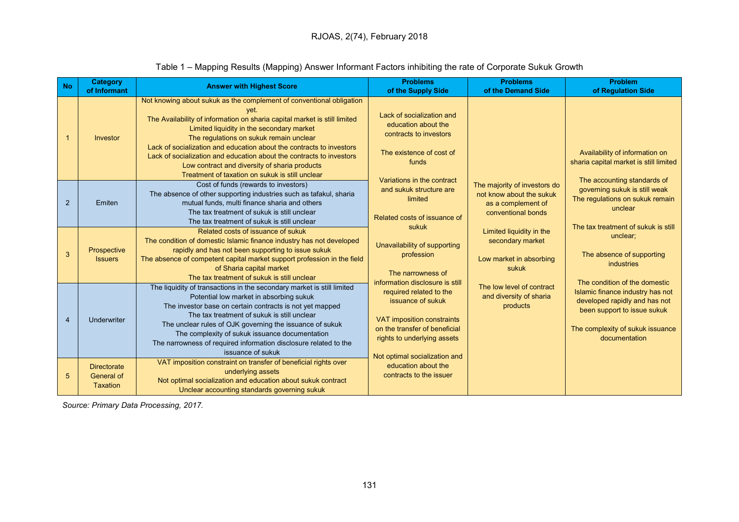Table 1 – Mapping Results (Mapping) Answer Informant Factors inhibiting the rate of Corporate Sukuk Growth

| No | Category of Informant | Answer with Highest Score | Problems of the Supply Side | Problems of the Demand Side | Problem of Regulation Side |
|---|---|---|---|---|---|
| 1 | Investor | Not knowing about sukuk as the complement of conventional obligation yet. The Availability of information on sharia capital market is still limited Limited liquidity in the secondary market The regulations on sukuk remain unclear Lack of socialization and education about the contracts to investors Lack of socialization and education about the contracts to investors Low contract and diversity of sharia products Treatment of taxation on sukuk is still unclear | Lack of socialization and education about the contracts to investors The existence of cost of funds Variations in the contract and sukuk structure are limited Related costs of issuance of sukuk Unavailability of supporting profession The narrowness of information disclosure is still required related to the issuance of sukuk VAT imposition constraints on the transfer of beneficial rights to underlying assets Not optimal socialization and education about the contracts to the issuer | The majority of investors do not know about the sukuk as a complement of conventional bonds Limited liquidity in the secondary market Low market in absorbing sukuk The low level of contract and diversity of sharia products | Availability of information on sharia capital market is still limited The accounting standards of governing sukuk is still weak The regulations on sukuk remain unclear The tax treatment of sukuk is still unclear; The absence of supporting industries The condition of the domestic Islamic finance industry has not developed rapidly and has not been support to issue sukuk The complexity of sukuk issuance documentation |
| 2 | Emiten | Cost of funds (rewards to investors) The absence of other supporting industries such as tafakul, sharia mutual funds, multi finance sharia and others The tax treatment of sukuk is still unclear The tax treatment of sukuk is still unclear | | | |
| 3 | Prospective Issuers | Related costs of issuance of sukuk The condition of domestic Islamic finance industry has not developed rapidly and has not been supporting to issue sukuk The absence of competent capital market support profession in the field of Sharia capital market The tax treatment of sukuk is still unclear | | | |
| 4 | Underwriter | The liquidity of transactions in the secondary market is still limited Potential low market in absorbing sukuk The investor base on certain contracts is not yet mapped The tax treatment of sukuk is still unclear The unclear rules of OJK governing the issuance of sukuk The complexity of sukuk issuance documentation The narrowness of required information disclosure related to the issuance of sukuk | | | |
| 5 | Directorate General of Taxation | VAT imposition constraint on transfer of beneficial rights over underlying assets Not optimal socialization and education about sukuk contract Unclear accounting standards governing sukuk | | | |

*Source: Primary Data Processing, 2017.*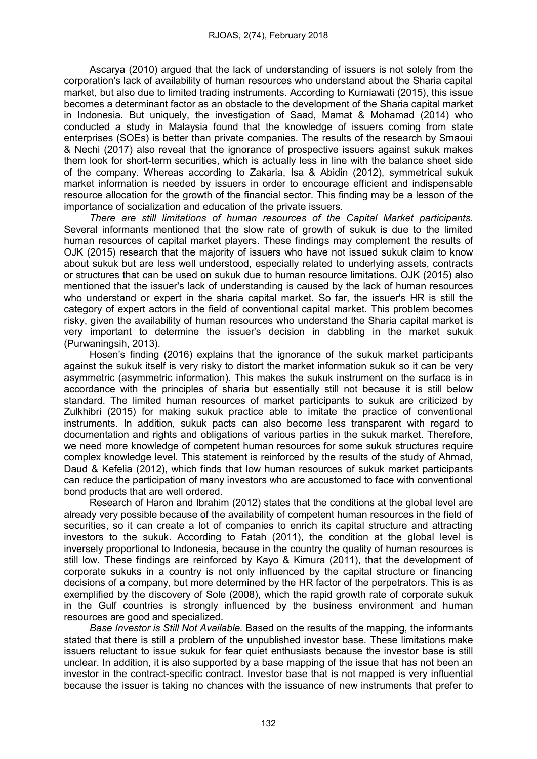Ascarya (2010) argued that the lack of understanding of issuers is not solely from the corporation's lack of availability of human resources who understand about the Sharia capital market, but also due to limited trading instruments. According to Kurniawati (2015), this issue becomes a determinant factor as an obstacle to the development of the Sharia capital market in Indonesia. But uniquely, the investigation of Saad, Mamat & Mohamad (2014) who conducted a study in Malaysia found that the knowledge of issuers coming from state enterprises (SOEs) is better than private companies. The results of the research by Smaoui & Nechi (2017) also reveal that the ignorance of prospective issuers against sukuk makes them look for short-term securities, which is actually less in line with the balance sheet side of the company. Whereas according to Zakaria, Isa & Abidin (2012), symmetrical sukuk market information is needed by issuers in order to encourage efficient and indispensable resource allocation for the growth of the financial sector. This finding may be a lesson of the importance of socialization and education of the private issuers.

*There are still limitations of human resources of the Capital Market participants.* Several informants mentioned that the slow rate of growth of sukuk is due to the limited human resources of capital market players. These findings may complement the results of OJK (2015) research that the majority of issuers who have not issued sukuk claim to know about sukuk but are less well understood, especially related to underlying assets, contracts or structures that can be used on sukuk due to human resource limitations. OJK (2015) also mentioned that the issuer's lack of understanding is caused by the lack of human resources who understand or expert in the sharia capital market. So far, the issuer's HR is still the category of expert actors in the field of conventional capital market. This problem becomes risky, given the availability of human resources who understand the Sharia capital market is very important to determine the issuer's decision in dabbling in the market sukuk (Purwaningsih, 2013).

Hosen's finding (2016) explains that the ignorance of the sukuk market participants against the sukuk itself is very risky to distort the market information sukuk so it can be very asymmetric (asymmetric information). This makes the sukuk instrument on the surface is in accordance with the principles of sharia but essentially still not because it is still below standard. The limited human resources of market participants to sukuk are criticized by Zulkhibri (2015) for making sukuk practice able to imitate the practice of conventional instruments. In addition, sukuk pacts can also become less transparent with regard to documentation and rights and obligations of various parties in the sukuk market. Therefore, we need more knowledge of competent human resources for some sukuk structures require complex knowledge level. This statement is reinforced by the results of the study of Ahmad, Daud & Kefelia (2012), which finds that low human resources of sukuk market participants can reduce the participation of many investors who are accustomed to face with conventional bond products that are well ordered.

Research of Haron and Ibrahim (2012) states that the conditions at the global level are already very possible because of the availability of competent human resources in the field of securities, so it can create a lot of companies to enrich its capital structure and attracting investors to the sukuk. According to Fatah (2011), the condition at the global level is inversely proportional to Indonesia, because in the country the quality of human resources is still low. These findings are reinforced by Kayo & Kimura (2011), that the development of corporate sukuks in a country is not only influenced by the capital structure or financing decisions of a company, but more determined by the HR factor of the perpetrators. This is as exemplified by the discovery of Sole (2008), which the rapid growth rate of corporate sukuk in the Gulf countries is strongly influenced by the business environment and human resources are good and specialized.

*Base Investor is Still Not Available.* Based on the results of the mapping, the informants stated that there is still a problem of the unpublished investor base. These limitations make issuers reluctant to issue sukuk for fear quiet enthusiasts because the investor base is still unclear. In addition, it is also supported by a base mapping of the issue that has not been an investor in the contract-specific contract. Investor base that is not mapped is very influential because the issuer is taking no chances with the issuance of new instruments that prefer to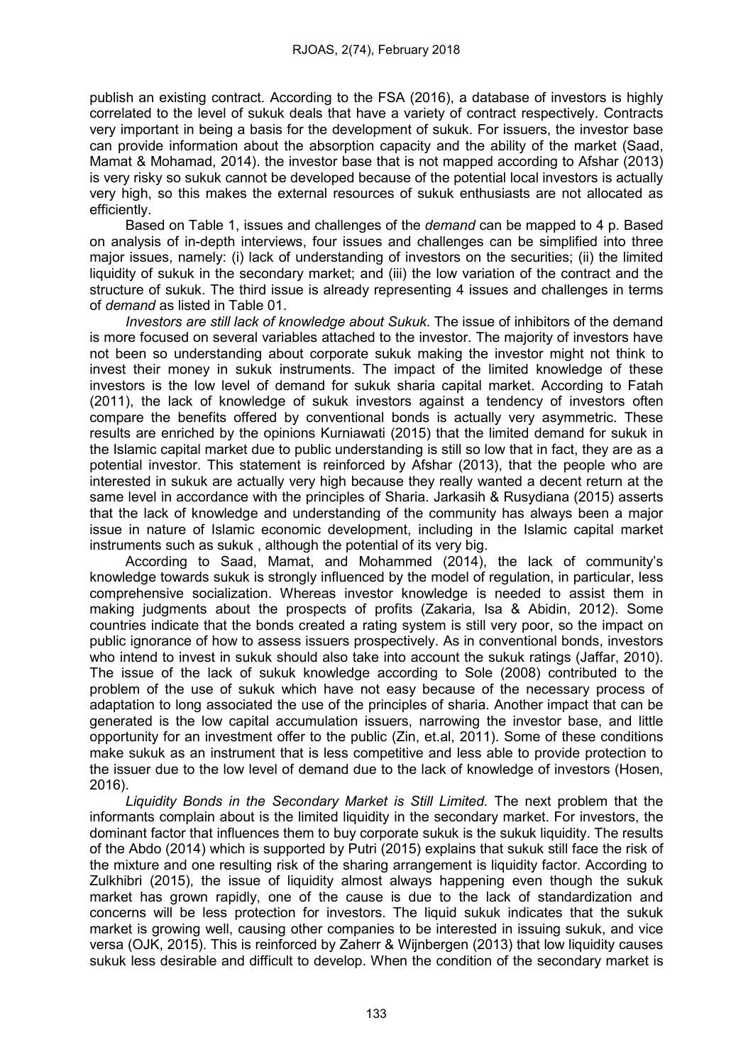publish an existing contract. According to the FSA (2016), a database of investors is highly correlated to the level of sukuk deals that have a variety of contract respectively. Contracts very important in being a basis for the development of sukuk. For issuers, the investor base can provide information about the absorption capacity and the ability of the market (Saad, Mamat & Mohamad, 2014). the investor base that is not mapped according to Afshar (2013) is very risky so sukuk cannot be developed because of the potential local investors is actually very high, so this makes the external resources of sukuk enthusiasts are not allocated as efficiently.

Based on Table 1, issues and challenges of the *demand* can be mapped to 4 p. Based on analysis of in-depth interviews, four issues and challenges can be simplified into three major issues, namely: (i) lack of understanding of investors on the securities; (ii) the limited liquidity of sukuk in the secondary market; and (iii) the low variation of the contract and the structure of sukuk. The third issue is already representing 4 issues and challenges in terms of *demand* as listed in Table 01.

*Investors are still lack of knowledge about Sukuk.* The issue of inhibitors of the demand is more focused on several variables attached to the investor. The majority of investors have not been so understanding about corporate sukuk making the investor might not think to invest their money in sukuk instruments. The impact of the limited knowledge of these investors is the low level of demand for sukuk sharia capital market. According to Fatah (2011), the lack of knowledge of sukuk investors against a tendency of investors often compare the benefits offered by conventional bonds is actually very asymmetric. These results are enriched by the opinions Kurniawati (2015) that the limited demand for sukuk in the Islamic capital market due to public understanding is still so low that in fact, they are as a potential investor. This statement is reinforced by Afshar (2013), that the people who are interested in sukuk are actually very high because they really wanted a decent return at the same level in accordance with the principles of Sharia. Jarkasih & Rusydiana (2015) asserts that the lack of knowledge and understanding of the community has always been a major issue in nature of Islamic economic development, including in the Islamic capital market instruments such as sukuk , although the potential of its very big.

According to Saad, Mamat, and Mohammed (2014), the lack of community's knowledge towards sukuk is strongly influenced by the model of regulation, in particular, less comprehensive socialization. Whereas investor knowledge is needed to assist them in making judgments about the prospects of profits (Zakaria, Isa & Abidin, 2012). Some countries indicate that the bonds created a rating system is still very poor, so the impact on public ignorance of how to assess issuers prospectively. As in conventional bonds, investors who intend to invest in sukuk should also take into account the sukuk ratings (Jaffar, 2010). The issue of the lack of sukuk knowledge according to Sole (2008) contributed to the problem of the use of sukuk which have not easy because of the necessary process of adaptation to long associated the use of the principles of sharia. Another impact that can be generated is the low capital accumulation issuers, narrowing the investor base, and little opportunity for an investment offer to the public (Zin, et.al, 2011). Some of these conditions make sukuk as an instrument that is less competitive and less able to provide protection to the issuer due to the low level of demand due to the lack of knowledge of investors (Hosen, 2016).

*Liquidity Bonds in the Secondary Market is Still Limited.* The next problem that the informants complain about is the limited liquidity in the secondary market. For investors, the dominant factor that influences them to buy corporate sukuk is the sukuk liquidity. The results of the Abdo (2014) which is supported by Putri (2015) explains that sukuk still face the risk of the mixture and one resulting risk of the sharing arrangement is liquidity factor. According to Zulkhibri (2015), the issue of liquidity almost always happening even though the sukuk market has grown rapidly, one of the cause is due to the lack of standardization and concerns will be less protection for investors. The liquid sukuk indicates that the sukuk market is growing well, causing other companies to be interested in issuing sukuk, and vice versa (OJK, 2015). This is reinforced by Zaherr & Wijnbergen (2013) that low liquidity causes sukuk less desirable and difficult to develop. When the condition of the secondary market is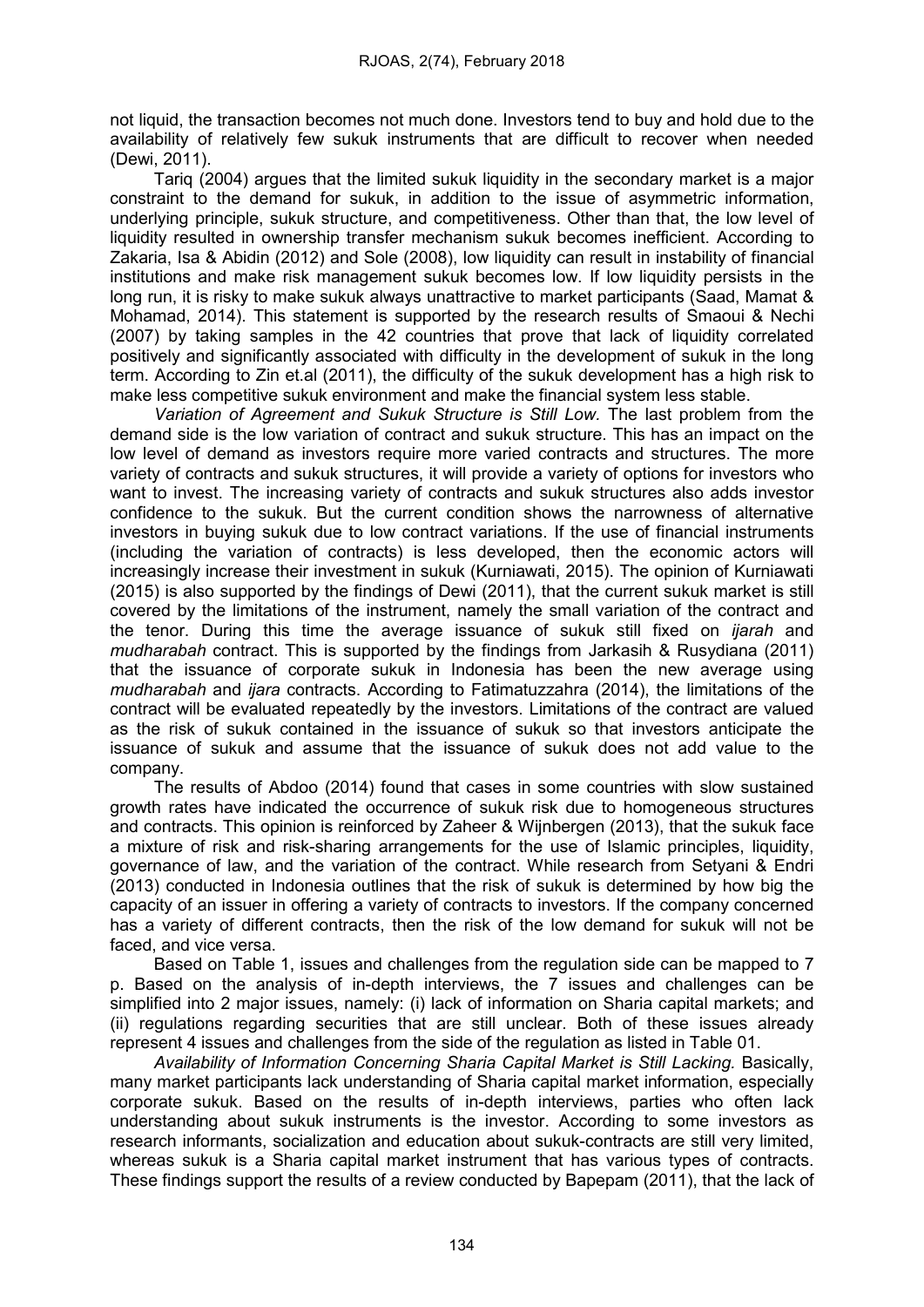not liquid, the transaction becomes not much done. Investors tend to buy and hold due to the availability of relatively few sukuk instruments that are difficult to recover when needed (Dewi, 2011).

Tariq (2004) argues that the limited sukuk liquidity in the secondary market is a major constraint to the demand for sukuk, in addition to the issue of asymmetric information, underlying principle, sukuk structure, and competitiveness. Other than that, the low level of liquidity resulted in ownership transfer mechanism sukuk becomes inefficient. According to Zakaria, Isa & Abidin (2012) and Sole (2008), low liquidity can result in instability of financial institutions and make risk management sukuk becomes low. If low liquidity persists in the long run, it is risky to make sukuk always unattractive to market participants (Saad, Mamat & Mohamad, 2014). This statement is supported by the research results of Smaoui & Nechi (2007) by taking samples in the 42 countries that prove that lack of liquidity correlated positively and significantly associated with difficulty in the development of sukuk in the long term. According to Zin et.al (2011), the difficulty of the sukuk development has a high risk to make less competitive sukuk environment and make the financial system less stable.

*Variation of Agreement and Sukuk Structure is Still Low.* The last problem from the demand side is the low variation of contract and sukuk structure. This has an impact on the low level of demand as investors require more varied contracts and structures. The more variety of contracts and sukuk structures, it will provide a variety of options for investors who want to invest. The increasing variety of contracts and sukuk structures also adds investor confidence to the sukuk. But the current condition shows the narrowness of alternative investors in buying sukuk due to low contract variations. If the use of financial instruments (including the variation of contracts) is less developed, then the economic actors will increasingly increase their investment in sukuk (Kurniawati, 2015). The opinion of Kurniawati (2015) is also supported by the findings of Dewi (2011), that the current sukuk market is still covered by the limitations of the instrument, namely the small variation of the contract and the tenor. During this time the average issuance of sukuk still fixed on *ijarah* and *mudharabah* contract. This is supported by the findings from Jarkasih & Rusydiana (2011) that the issuance of corporate sukuk in Indonesia has been the new average using *mudharabah* and *ijara* contracts. According to Fatimatuzzahra (2014), the limitations of the contract will be evaluated repeatedly by the investors. Limitations of the contract are valued as the risk of sukuk contained in the issuance of sukuk so that investors anticipate the issuance of sukuk and assume that the issuance of sukuk does not add value to the company.

The results of Abdoo (2014) found that cases in some countries with slow sustained growth rates have indicated the occurrence of sukuk risk due to homogeneous structures and contracts. This opinion is reinforced by Zaheer & Wijnbergen (2013), that the sukuk face a mixture of risk and risk-sharing arrangements for the use of Islamic principles, liquidity, governance of law, and the variation of the contract. While research from Setyani & Endri (2013) conducted in Indonesia outlines that the risk of sukuk is determined by how big the capacity of an issuer in offering a variety of contracts to investors. If the company concerned has a variety of different contracts, then the risk of the low demand for sukuk will not be faced, and vice versa.

Based on Table 1, issues and challenges from the regulation side can be mapped to 7 p. Based on the analysis of in-depth interviews, the 7 issues and challenges can be simplified into 2 major issues, namely: (i) lack of information on Sharia capital markets; and (ii) regulations regarding securities that are still unclear. Both of these issues already represent 4 issues and challenges from the side of the regulation as listed in Table 01.

*Availability of Information Concerning Sharia Capital Market is Still Lacking.* Basically, many market participants lack understanding of Sharia capital market information, especially corporate sukuk. Based on the results of in-depth interviews, parties who often lack understanding about sukuk instruments is the investor. According to some investors as research informants, socialization and education about sukuk-contracts are still very limited, whereas sukuk is a Sharia capital market instrument that has various types of contracts. These findings support the results of a review conducted by Bapepam (2011), that the lack of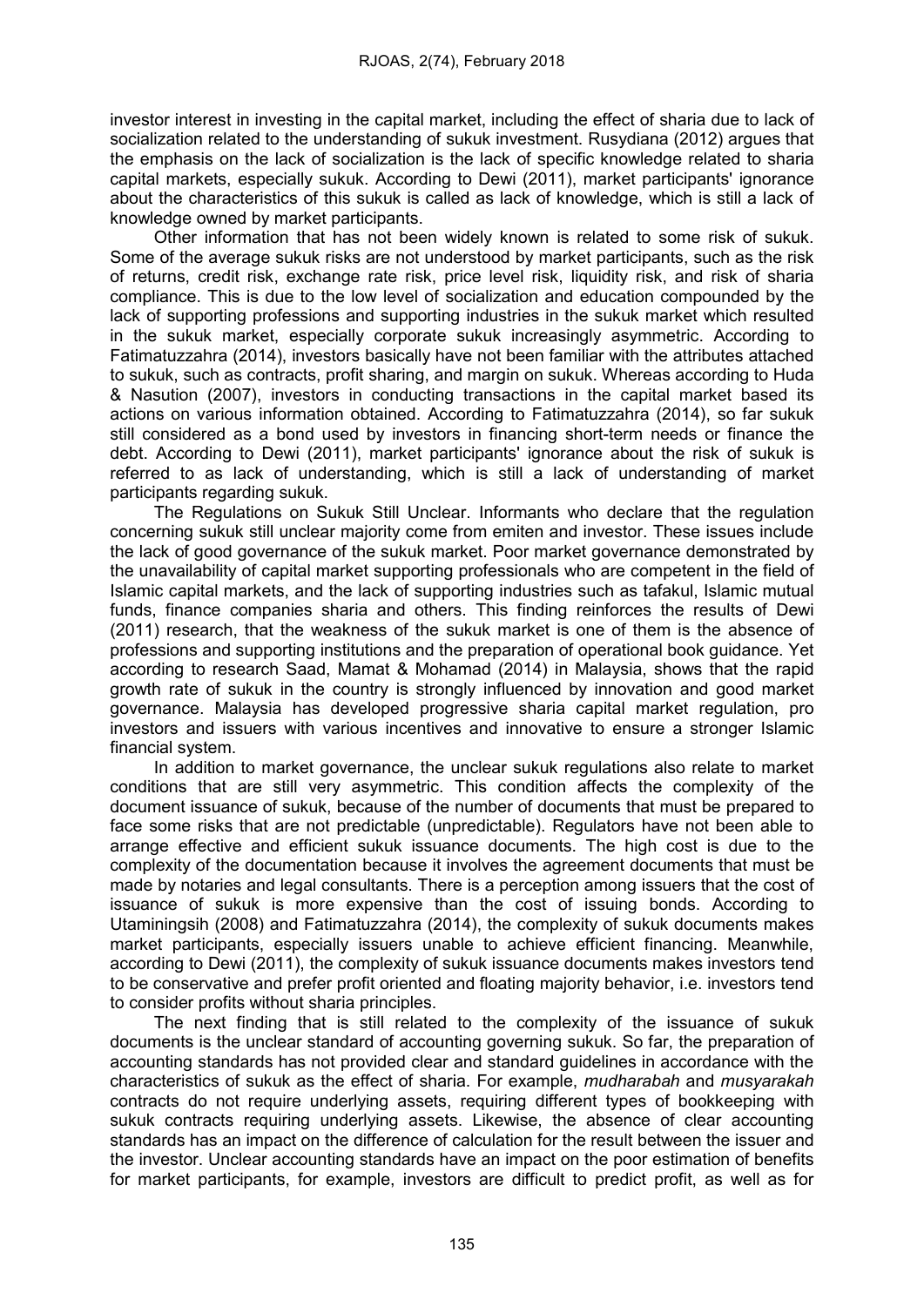investor interest in investing in the capital market, including the effect of sharia due to lack of socialization related to the understanding of sukuk investment. Rusydiana (2012) argues that the emphasis on the lack of socialization is the lack of specific knowledge related to sharia capital markets, especially sukuk. According to Dewi (2011), market participants' ignorance about the characteristics of this sukuk is called as lack of knowledge, which is still a lack of knowledge owned by market participants.

Other information that has not been widely known is related to some risk of sukuk. Some of the average sukuk risks are not understood by market participants, such as the risk of returns, credit risk, exchange rate risk, price level risk, liquidity risk, and risk of sharia compliance. This is due to the low level of socialization and education compounded by the lack of supporting professions and supporting industries in the sukuk market which resulted in the sukuk market, especially corporate sukuk increasingly asymmetric. According to Fatimatuzzahra (2014), investors basically have not been familiar with the attributes attached to sukuk, such as contracts, profit sharing, and margin on sukuk. Whereas according to Huda & Nasution (2007), investors in conducting transactions in the capital market based its actions on various information obtained. According to Fatimatuzzahra (2014), so far sukuk still considered as a bond used by investors in financing short-term needs or finance the debt. According to Dewi (2011), market participants' ignorance about the risk of sukuk is referred to as lack of understanding, which is still a lack of understanding of market participants regarding sukuk.

The Regulations on Sukuk Still Unclear. Informants who declare that the regulation concerning sukuk still unclear majority come from emiten and investor. These issues include the lack of good governance of the sukuk market. Poor market governance demonstrated by the unavailability of capital market supporting professionals who are competent in the field of Islamic capital markets, and the lack of supporting industries such as tafakul, Islamic mutual funds, finance companies sharia and others. This finding reinforces the results of Dewi (2011) research, that the weakness of the sukuk market is one of them is the absence of professions and supporting institutions and the preparation of operational book guidance. Yet according to research Saad, Mamat & Mohamad (2014) in Malaysia, shows that the rapid growth rate of sukuk in the country is strongly influenced by innovation and good market governance. Malaysia has developed progressive sharia capital market regulation, pro investors and issuers with various incentives and innovative to ensure a stronger Islamic financial system.

In addition to market governance, the unclear sukuk regulations also relate to market conditions that are still very asymmetric. This condition affects the complexity of the document issuance of sukuk, because of the number of documents that must be prepared to face some risks that are not predictable (unpredictable). Regulators have not been able to arrange effective and efficient sukuk issuance documents. The high cost is due to the complexity of the documentation because it involves the agreement documents that must be made by notaries and legal consultants. There is a perception among issuers that the cost of issuance of sukuk is more expensive than the cost of issuing bonds. According to Utaminingsih (2008) and Fatimatuzzahra (2014), the complexity of sukuk documents makes market participants, especially issuers unable to achieve efficient financing. Meanwhile, according to Dewi (2011), the complexity of sukuk issuance documents makes investors tend to be conservative and prefer profit oriented and floating majority behavior, i.e. investors tend to consider profits without sharia principles.

The next finding that is still related to the complexity of the issuance of sukuk documents is the unclear standard of accounting governing sukuk. So far, the preparation of accounting standards has not provided clear and standard guidelines in accordance with the characteristics of sukuk as the effect of sharia. For example, *mudharabah* and *musyarakah* contracts do not require underlying assets, requiring different types of bookkeeping with sukuk contracts requiring underlying assets. Likewise, the absence of clear accounting standards has an impact on the difference of calculation for the result between the issuer and the investor. Unclear accounting standards have an impact on the poor estimation of benefits for market participants, for example, investors are difficult to predict profit, as well as for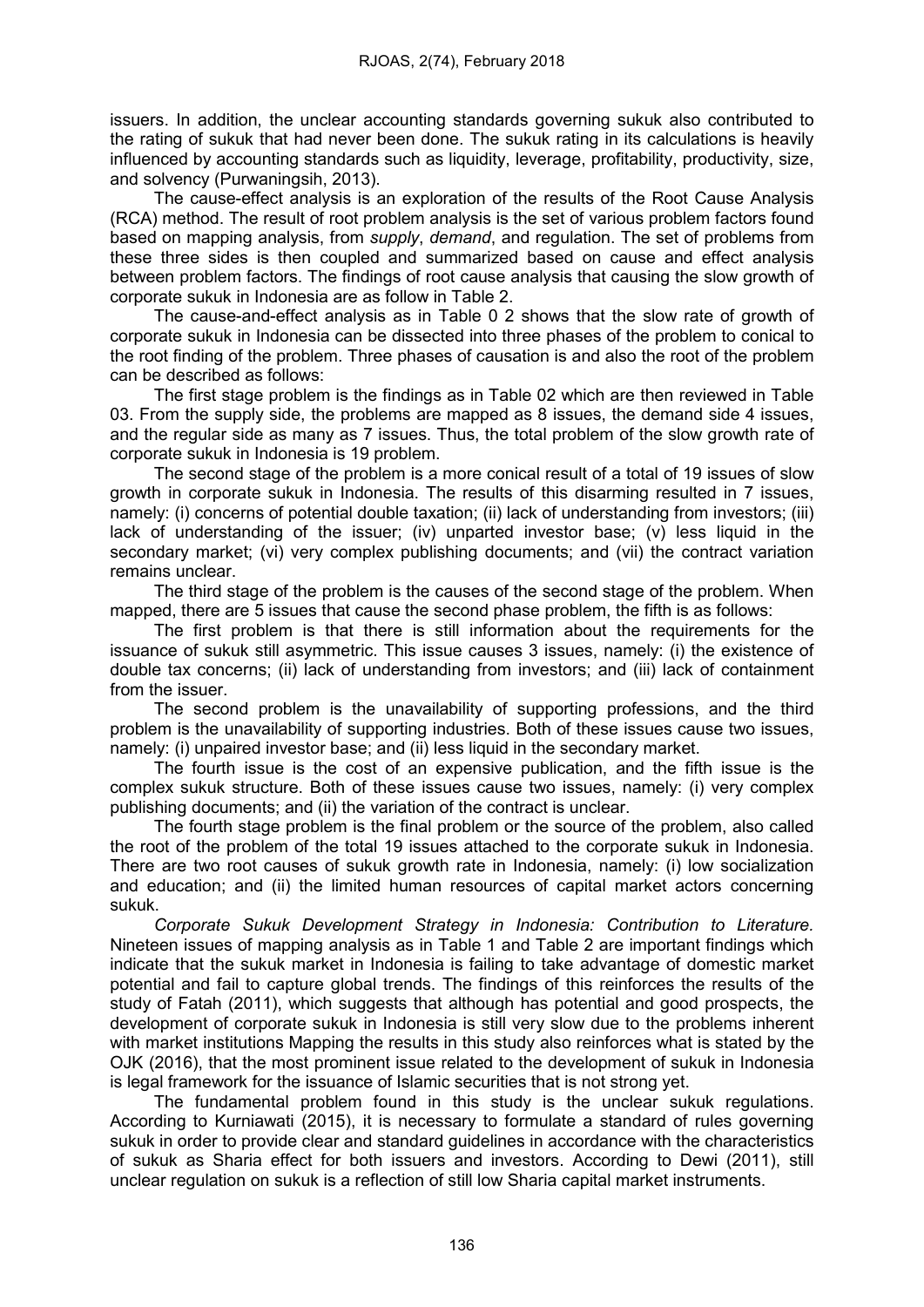issuers. In addition, the unclear accounting standards governing sukuk also contributed to the rating of sukuk that had never been done. The sukuk rating in its calculations is heavily influenced by accounting standards such as liquidity, leverage, profitability, productivity, size, and solvency (Purwaningsih, 2013).

The cause-effect analysis is an exploration of the results of the Root Cause Analysis (RCA) method. The result of root problem analysis is the set of various problem factors found based on mapping analysis, from *supply*, *demand*, and regulation. The set of problems from these three sides is then coupled and summarized based on cause and effect analysis between problem factors. The findings of root cause analysis that causing the slow growth of corporate sukuk in Indonesia are as follow in Table 2.

The cause-and-effect analysis as in Table 0 2 shows that the slow rate of growth of corporate sukuk in Indonesia can be dissected into three phases of the problem to conical to the root finding of the problem. Three phases of causation is and also the root of the problem can be described as follows:

The first stage problem is the findings as in Table 02 which are then reviewed in Table 03. From the supply side, the problems are mapped as 8 issues, the demand side 4 issues, and the regular side as many as 7 issues. Thus, the total problem of the slow growth rate of corporate sukuk in Indonesia is 19 problem.

The second stage of the problem is a more conical result of a total of 19 issues of slow growth in corporate sukuk in Indonesia. The results of this disarming resulted in 7 issues, namely: (i) concerns of potential double taxation; (ii) lack of understanding from investors; (iii) lack of understanding of the issuer; (iv) unparted investor base; (v) less liquid in the secondary market; (vi) very complex publishing documents; and (vii) the contract variation remains unclear.

The third stage of the problem is the causes of the second stage of the problem. When mapped, there are 5 issues that cause the second phase problem, the fifth is as follows:

The first problem is that there is still information about the requirements for the issuance of sukuk still asymmetric. This issue causes 3 issues, namely: (i) the existence of double tax concerns; (ii) lack of understanding from investors; and (iii) lack of containment from the issuer.

The second problem is the unavailability of supporting professions, and the third problem is the unavailability of supporting industries. Both of these issues cause two issues, namely: (i) unpaired investor base; and (ii) less liquid in the secondary market.

The fourth issue is the cost of an expensive publication, and the fifth issue is the complex sukuk structure. Both of these issues cause two issues, namely: (i) very complex publishing documents; and (ii) the variation of the contract is unclear.

The fourth stage problem is the final problem or the source of the problem, also called the root of the problem of the total 19 issues attached to the corporate sukuk in Indonesia. There are two root causes of sukuk growth rate in Indonesia, namely: (i) low socialization and education; and (ii) the limited human resources of capital market actors concerning sukuk.

*Corporate Sukuk Development Strategy in Indonesia: Contribution to Literature.* Nineteen issues of mapping analysis as in Table 1 and Table 2 are important findings which indicate that the sukuk market in Indonesia is failing to take advantage of domestic market potential and fail to capture global trends. The findings of this reinforces the results of the study of Fatah (2011), which suggests that although has potential and good prospects, the development of corporate sukuk in Indonesia is still very slow due to the problems inherent with market institutions Mapping the results in this study also reinforces what is stated by the OJK (2016), that the most prominent issue related to the development of sukuk in Indonesia is legal framework for the issuance of Islamic securities that is not strong yet.

The fundamental problem found in this study is the unclear sukuk regulations. According to Kurniawati (2015), it is necessary to formulate a standard of rules governing sukuk in order to provide clear and standard guidelines in accordance with the characteristics of sukuk as Sharia effect for both issuers and investors. According to Dewi (2011), still unclear regulation on sukuk is a reflection of still low Sharia capital market instruments.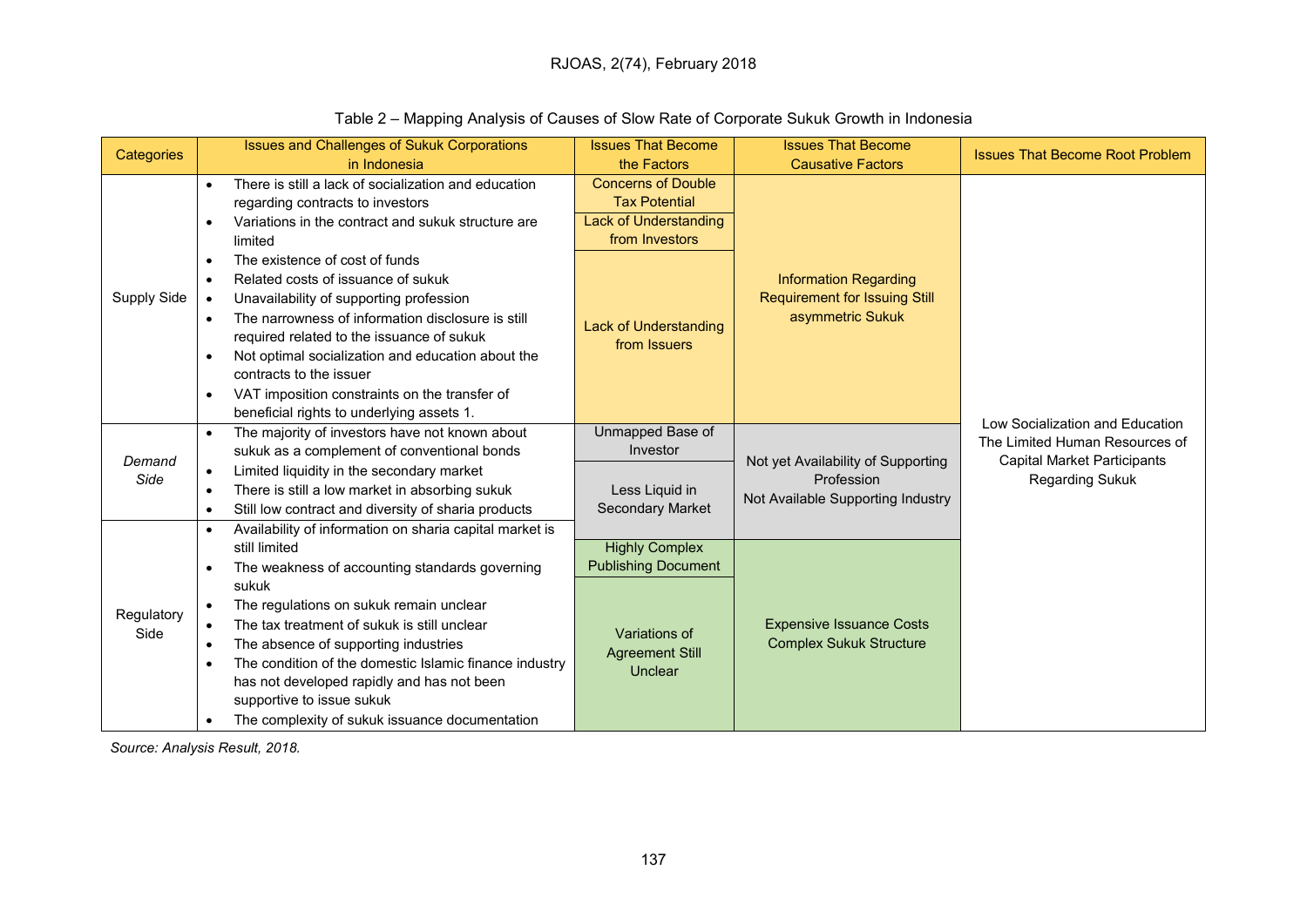Table 2 – Mapping Analysis of Causes of Slow Rate of Corporate Sukuk Growth in Indonesia

| Categories | Issues and Challenges of Sukuk Corporations in Indonesia | Issues That Become the Factors | Issues That Become Causative Factors | Issues That Become Root Problem |
|---|---|---|---|---|
| Supply Side | • There is still a lack of socialization and education regarding contracts to investors<br>• Variations in the contract and sukuk structure are limited<br>• The existence of cost of funds<br>• Related costs of issuance of sukuk<br>• Unavailability of supporting profession<br>• The narrowness of information disclosure is still required related to the issuance of sukuk<br>• Not optimal socialization and education about the contracts to the issuer<br>• VAT imposition constraints on the transfer of beneficial rights to underlying assets 1. | Concerns of Double Tax Potential<br>Lack of Understanding from Investors<br>Lack of Understanding from Issuers | Information Regarding Requirement for Issuing Still asymmetric Sukuk | Low Socialization and Education The Limited Human Resources of Capital Market Participants Regarding Sukuk |
| *Demand Side* | • The majority of investors have not known about sukuk as a complement of conventional bonds<br>• Limited liquidity in the secondary market<br>• There is still a low market in absorbing sukuk<br>• Still low contract and diversity of sharia products | Unmapped Base of Investor<br>Less Liquid in Secondary Market | Not yet Availability of Supporting Profession<br>Not Available Supporting Industry | |
| Regulatory Side | • Availability of information on sharia capital market is still limited<br>• The weakness of accounting standards governing sukuk<br>• The regulations on sukuk remain unclear<br>• The tax treatment of sukuk is still unclear<br>• The absence of supporting industries<br>• The condition of the domestic Islamic finance industry has not developed rapidly and has not been supportive to issue sukuk<br>• The complexity of sukuk issuance documentation | Highly Complex Publishing Document<br>Variations of Agreement Still Unclear | Expensive Issuance Costs<br>Complex Sukuk Structure | |

*Source: Analysis Result, 2018.*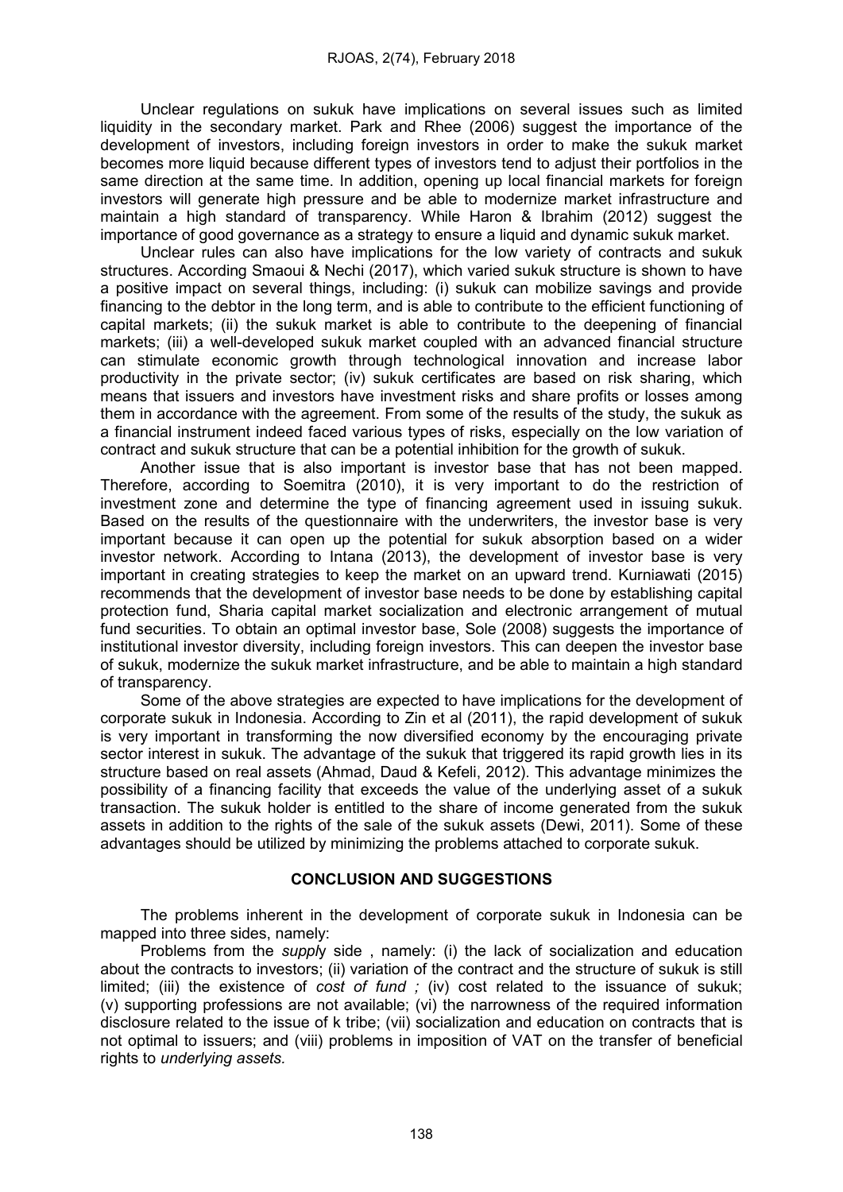Unclear regulations on sukuk have implications on several issues such as limited liquidity in the secondary market. Park and Rhee (2006) suggest the importance of the development of investors, including foreign investors in order to make the sukuk market becomes more liquid because different types of investors tend to adjust their portfolios in the same direction at the same time. In addition, opening up local financial markets for foreign investors will generate high pressure and be able to modernize market infrastructure and maintain a high standard of transparency. While Haron & Ibrahim (2012) suggest the importance of good governance as a strategy to ensure a liquid and dynamic sukuk market.

Unclear rules can also have implications for the low variety of contracts and sukuk structures. According Smaoui & Nechi (2017), which varied sukuk structure is shown to have a positive impact on several things, including: (i) sukuk can mobilize savings and provide financing to the debtor in the long term, and is able to contribute to the efficient functioning of capital markets; (ii) the sukuk market is able to contribute to the deepening of financial markets; (iii) a well-developed sukuk market coupled with an advanced financial structure can stimulate economic growth through technological innovation and increase labor productivity in the private sector; (iv) sukuk certificates are based on risk sharing, which means that issuers and investors have investment risks and share profits or losses among them in accordance with the agreement. From some of the results of the study, the sukuk as a financial instrument indeed faced various types of risks, especially on the low variation of contract and sukuk structure that can be a potential inhibition for the growth of sukuk.

Another issue that is also important is investor base that has not been mapped. Therefore, according to Soemitra (2010), it is very important to do the restriction of investment zone and determine the type of financing agreement used in issuing sukuk. Based on the results of the questionnaire with the underwriters, the investor base is very important because it can open up the potential for sukuk absorption based on a wider investor network. According to Intana (2013), the development of investor base is very important in creating strategies to keep the market on an upward trend. Kurniawati (2015) recommends that the development of investor base needs to be done by establishing capital protection fund, Sharia capital market socialization and electronic arrangement of mutual fund securities. To obtain an optimal investor base, Sole (2008) suggests the importance of institutional investor diversity, including foreign investors. This can deepen the investor base of sukuk, modernize the sukuk market infrastructure, and be able to maintain a high standard of transparency.

Some of the above strategies are expected to have implications for the development of corporate sukuk in Indonesia. According to Zin et al (2011), the rapid development of sukuk is very important in transforming the now diversified economy by the encouraging private sector interest in sukuk. The advantage of the sukuk that triggered its rapid growth lies in its structure based on real assets (Ahmad, Daud & Kefeli, 2012). This advantage minimizes the possibility of a financing facility that exceeds the value of the underlying asset of a sukuk transaction. The sukuk holder is entitled to the share of income generated from the sukuk assets in addition to the rights of the sale of the sukuk assets (Dewi, 2011). Some of these advantages should be utilized by minimizing the problems attached to corporate sukuk.

## CONCLUSION AND SUGGESTIONS

The problems inherent in the development of corporate sukuk in Indonesia can be mapped into three sides, namely:

Problems from the *supply* side , namely: (i) the lack of socialization and education about the contracts to investors; (ii) variation of the contract and the structure of sukuk is still limited; (iii) the existence of *cost of fund ;* (iv) cost related to the issuance of sukuk; (v) supporting professions are not available; (vi) the narrowness of the required information disclosure related to the issue of k tribe; (vii) socialization and education on contracts that is not optimal to issuers; and (viii) problems in imposition of VAT on the transfer of beneficial rights to *underlying assets.*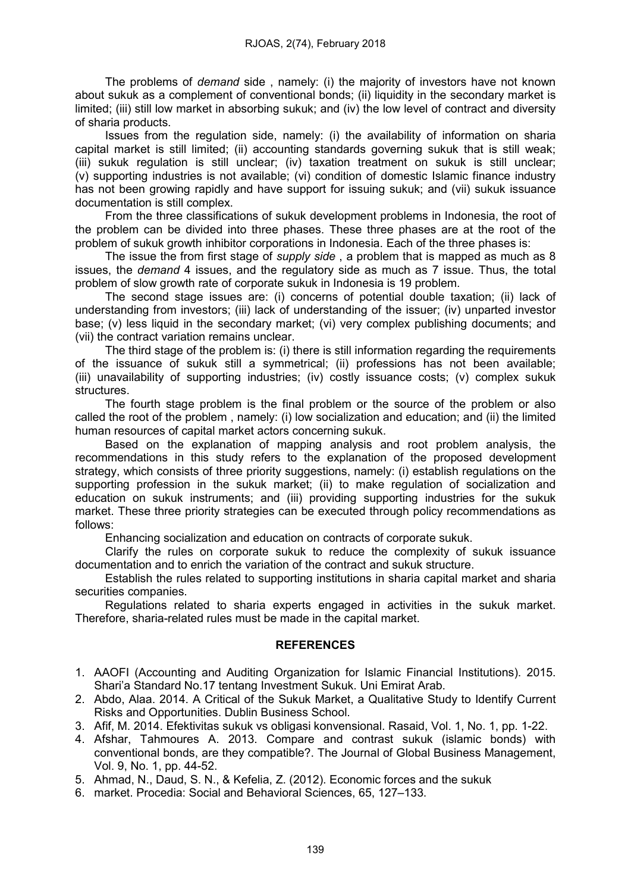The problems of *demand* side , namely: (i) the majority of investors have not known about sukuk as a complement of conventional bonds; (ii) liquidity in the secondary market is limited; (iii) still low market in absorbing sukuk; and (iv) the low level of contract and diversity of sharia products.

Issues from the regulation side, namely: (i) the availability of information on sharia capital market is still limited; (ii) accounting standards governing sukuk that is still weak; (iii) sukuk regulation is still unclear; (iv) taxation treatment on sukuk is still unclear; (v) supporting industries is not available; (vi) condition of domestic Islamic finance industry has not been growing rapidly and have support for issuing sukuk; and (vii) sukuk issuance documentation is still complex.

From the three classifications of sukuk development problems in Indonesia, the root of the problem can be divided into three phases. These three phases are at the root of the problem of sukuk growth inhibitor corporations in Indonesia. Each of the three phases is:

The issue the from first stage of *supply side* , a problem that is mapped as much as 8 issues, the *demand* 4 issues, and the regulatory side as much as 7 issue. Thus, the total problem of slow growth rate of corporate sukuk in Indonesia is 19 problem.

The second stage issues are: (i) concerns of potential double taxation; (ii) lack of understanding from investors; (iii) lack of understanding of the issuer; (iv) unparted investor base; (v) less liquid in the secondary market; (vi) very complex publishing documents; and (vii) the contract variation remains unclear.

The third stage of the problem is: (i) there is still information regarding the requirements of the issuance of sukuk still a symmetrical; (ii) professions has not been available; (iii) unavailability of supporting industries; (iv) costly issuance costs; (v) complex sukuk structures.

The fourth stage problem is the final problem or the source of the problem or also called the root of the problem , namely: (i) low socialization and education; and (ii) the limited human resources of capital market actors concerning sukuk.

Based on the explanation of mapping analysis and root problem analysis, the recommendations in this study refers to the explanation of the proposed development strategy, which consists of three priority suggestions, namely: (i) establish regulations on the supporting profession in the sukuk market; (ii) to make regulation of socialization and education on sukuk instruments; and (iii) providing supporting industries for the sukuk market. These three priority strategies can be executed through policy recommendations as follows:

Enhancing socialization and education on contracts of corporate sukuk.

Clarify the rules on corporate sukuk to reduce the complexity of sukuk issuance documentation and to enrich the variation of the contract and sukuk structure.

Establish the rules related to supporting institutions in sharia capital market and sharia securities companies.

Regulations related to sharia experts engaged in activities in the sukuk market. Therefore, sharia-related rules must be made in the capital market.

## REFERENCES

1. AAOFI (Accounting and Auditing Organization for Islamic Financial Institutions). 2015. Shari'a Standard No.17 tentang Investment Sukuk. Uni Emirat Arab.
2. Abdo, Alaa. 2014. A Critical of the Sukuk Market, a Qualitative Study to Identify Current Risks and Opportunities. Dublin Business School.
3. Afif, M. 2014. Efektivitas sukuk vs obligasi konvensional. Rasaid, Vol. 1, No. 1, pp. 1-22.
4. Afshar, Tahmoures A. 2013. Compare and contrast sukuk (islamic bonds) with conventional bonds, are they compatible?. The Journal of Global Business Management, Vol. 9, No. 1, pp. 44-52.
5. Ahmad, N., Daud, S. N., & Kefelia, Z. (2012). Economic forces and the sukuk
6. market. Procedia: Social and Behavioral Sciences, 65, 127–133.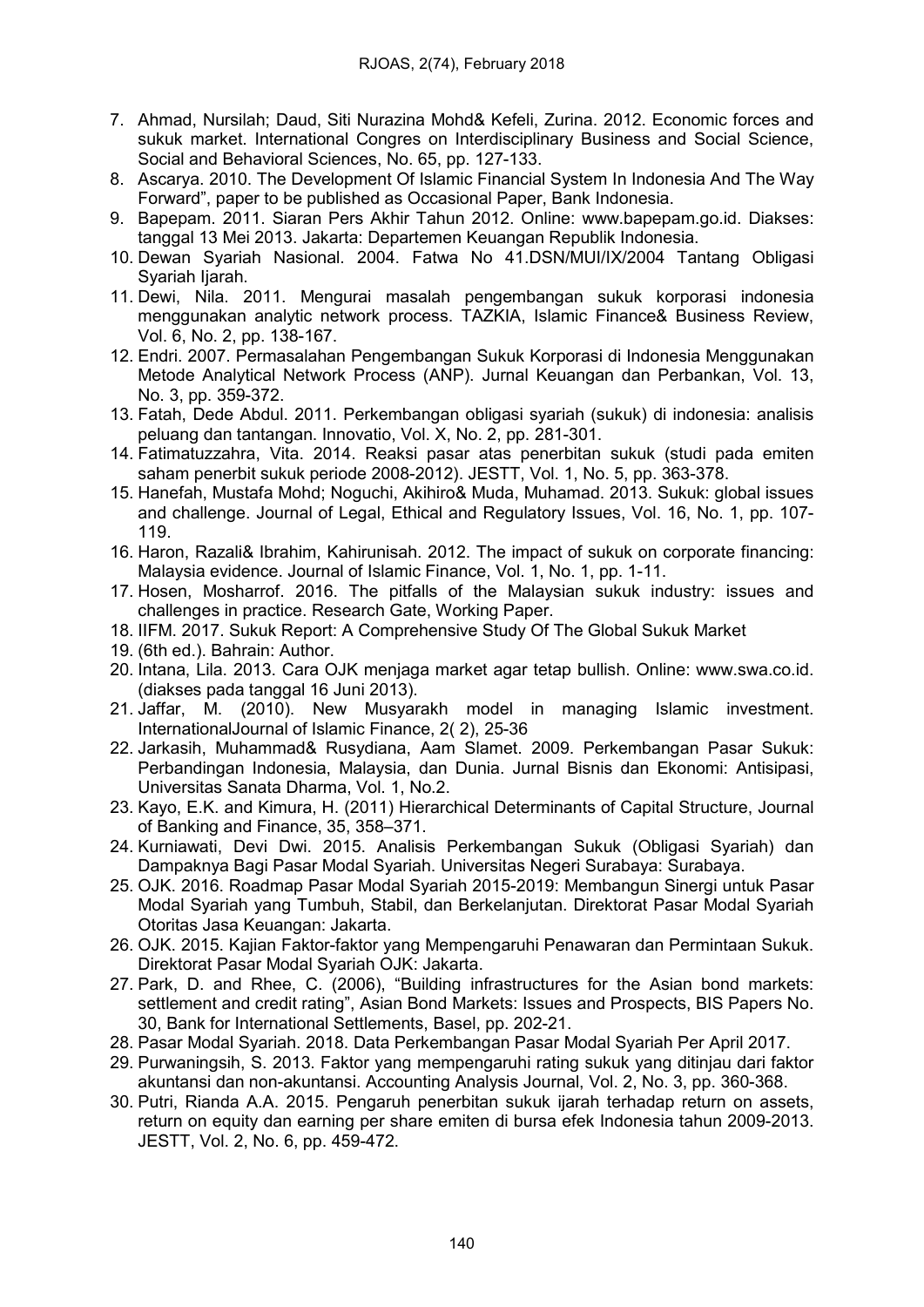7. Ahmad, Nursilah; Daud, Siti Nurazina Mohd& Kefeli, Zurina. 2012. Economic forces and sukuk market. International Congres on Interdisciplinary Business and Social Science, Social and Behavioral Sciences, No. 65, pp. 127-133.
8. Ascarya. 2010. The Development Of Islamic Financial System In Indonesia And The Way Forward", paper to be published as Occasional Paper, Bank Indonesia.
9. Bapepam. 2011. Siaran Pers Akhir Tahun 2012. Online: www.bapepam.go.id. Diakses: tanggal 13 Mei 2013. Jakarta: Departemen Keuangan Republik Indonesia.
10. Dewan Syariah Nasional. 2004. Fatwa No 41.DSN/MUI/IX/2004 Tantang Obligasi Syariah Ijarah.
11. Dewi, Nila. 2011. Mengurai masalah pengembangan sukuk korporasi indonesia menggunakan analytic network process. TAZKIA, Islamic Finance& Business Review, Vol. 6, No. 2, pp. 138-167.
12. Endri. 2007. Permasalahan Pengembangan Sukuk Korporasi di Indonesia Menggunakan Metode Analytical Network Process (ANP). Jurnal Keuangan dan Perbankan, Vol. 13, No. 3, pp. 359-372.
13. Fatah, Dede Abdul. 2011. Perkembangan obligasi syariah (sukuk) di indonesia: analisis peluang dan tantangan. Innovatio, Vol. X, No. 2, pp. 281-301.
14. Fatimatuzzahra, Vita. 2014. Reaksi pasar atas penerbitan sukuk (studi pada emiten saham penerbit sukuk periode 2008-2012). JESTT, Vol. 1, No. 5, pp. 363-378.
15. Hanefah, Mustafa Mohd; Noguchi, Akihiro& Muda, Muhamad. 2013. Sukuk: global issues and challenge. Journal of Legal, Ethical and Regulatory Issues, Vol. 16, No. 1, pp. 107-119.
16. Haron, Razali& Ibrahim, Kahirunisah. 2012. The impact of sukuk on corporate financing: Malaysia evidence. Journal of Islamic Finance, Vol. 1, No. 1, pp. 1-11.
17. Hosen, Mosharrof. 2016. The pitfalls of the Malaysian sukuk industry: issues and challenges in practice. Research Gate, Working Paper.
18. IIFM. 2017. Sukuk Report: A Comprehensive Study Of The Global Sukuk Market
19. (6th ed.). Bahrain: Author.
20. Intana, Lila. 2013. Cara OJK menjaga market agar tetap bullish. Online: www.swa.co.id. (diakses pada tanggal 16 Juni 2013).
21. Jaffar, M. (2010). New Musyarakh model in managing Islamic investment. InternationalJournal of Islamic Finance, 2( 2), 25-36
22. Jarkasih, Muhammad& Rusydiana, Aam Slamet. 2009. Perkembangan Pasar Sukuk: Perbandingan Indonesia, Malaysia, dan Dunia. Jurnal Bisnis dan Ekonomi: Antisipasi, Universitas Sanata Dharma, Vol. 1, No.2.
23. Kayo, E.K. and Kimura, H. (2011) Hierarchical Determinants of Capital Structure, Journal of Banking and Finance, 35, 358–371.
24. Kurniawati, Devi Dwi. 2015. Analisis Perkembangan Sukuk (Obligasi Syariah) dan Dampaknya Bagi Pasar Modal Syariah. Universitas Negeri Surabaya: Surabaya.
25. OJK. 2016. Roadmap Pasar Modal Syariah 2015-2019: Membangun Sinergi untuk Pasar Modal Syariah yang Tumbuh, Stabil, dan Berkelanjutan. Direktorat Pasar Modal Syariah Otoritas Jasa Keuangan: Jakarta.
26. OJK. 2015. Kajian Faktor-faktor yang Mempengaruhi Penawaran dan Permintaan Sukuk. Direktorat Pasar Modal Syariah OJK: Jakarta.
27. Park, D. and Rhee, C. (2006), "Building infrastructures for the Asian bond markets: settlement and credit rating", Asian Bond Markets: Issues and Prospects, BIS Papers No. 30, Bank for International Settlements, Basel, pp. 202-21.
28. Pasar Modal Syariah. 2018. Data Perkembangan Pasar Modal Syariah Per April 2017.
29. Purwaningsih, S. 2013. Faktor yang mempengaruhi rating sukuk yang ditinjau dari faktor akuntansi dan non-akuntansi. Accounting Analysis Journal, Vol. 2, No. 3, pp. 360-368.
30. Putri, Rianda A.A. 2015. Pengaruh penerbitan sukuk ijarah terhadap return on assets, return on equity dan earning per share emiten di bursa efek Indonesia tahun 2009-2013. JESTT, Vol. 2, No. 6, pp. 459-472.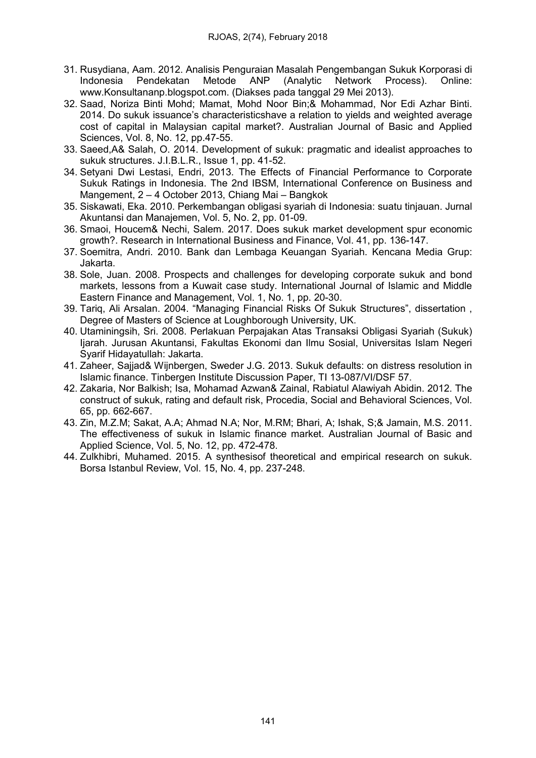31. Rusydiana, Aam. 2012. Analisis Penguraian Masalah Pengembangan Sukuk Korporasi di Indonesia Pendekatan Metode ANP (Analytic Network Process). Online: www.Konsultananp.blogspot.com. (Diakses pada tanggal 29 Mei 2013).
32. Saad, Noriza Binti Mohd; Mamat, Mohd Noor Bin;& Mohammad, Nor Edi Azhar Binti. 2014. Do sukuk issuance's characteristicshave a relation to yields and weighted average cost of capital in Malaysian capital market?. Australian Journal of Basic and Applied Sciences, Vol. 8, No. 12, pp.47-55.
33. Saeed,A& Salah, O. 2014. Development of sukuk: pragmatic and idealist approaches to sukuk structures. J.I.B.L.R., Issue 1, pp. 41-52.
34. Setyani Dwi Lestasi, Endri, 2013. The Effects of Financial Performance to Corporate Sukuk Ratings in Indonesia. The 2nd IBSM, International Conference on Business and Mangement, 2 – 4 October 2013, Chiang Mai – Bangkok
35. Siskawati, Eka. 2010. Perkembangan obligasi syariah di Indonesia: suatu tinjauan. Jurnal Akuntansi dan Manajemen, Vol. 5, No. 2, pp. 01-09.
36. Smaoi, Houcem& Nechi, Salem. 2017. Does sukuk market development spur economic growth?. Research in International Business and Finance, Vol. 41, pp. 136-147.
37. Soemitra, Andri. 2010. Bank dan Lembaga Keuangan Syariah. Kencana Media Grup: Jakarta.
38. Sole, Juan. 2008. Prospects and challenges for developing corporate sukuk and bond markets, lessons from a Kuwait case study. International Journal of Islamic and Middle Eastern Finance and Management, Vol. 1, No. 1, pp. 20-30.
39. Tariq, Ali Arsalan. 2004. "Managing Financial Risks Of Sukuk Structures", dissertation , Degree of Masters of Science at Loughborough University, UK.
40. Utaminingsih, Sri. 2008. Perlakuan Perpajakan Atas Transaksi Obligasi Syariah (Sukuk) Ijarah. Jurusan Akuntansi, Fakultas Ekonomi dan Ilmu Sosial, Universitas Islam Negeri Syarif Hidayatullah: Jakarta.
41. Zaheer, Sajjad& Wijnbergen, Sweder J.G. 2013. Sukuk defaults: on distress resolution in Islamic finance. Tinbergen Institute Discussion Paper, TI 13-087/VI/DSF 57.
42. Zakaria, Nor Balkish; Isa, Mohamad Azwan& Zainal, Rabiatul Alawiyah Abidin. 2012. The construct of sukuk, rating and default risk, Procedia, Social and Behavioral Sciences, Vol. 65, pp. 662-667.
43. Zin, M.Z.M; Sakat, A.A; Ahmad N.A; Nor, M.RM; Bhari, A; Ishak, S;& Jamain, M.S. 2011. The effectiveness of sukuk in Islamic finance market. Australian Journal of Basic and Applied Science, Vol. 5, No. 12, pp. 472-478.
44. Zulkhibri, Muhamed. 2015. A synthesisof theoretical and empirical research on sukuk. Borsa Istanbul Review, Vol. 15, No. 4, pp. 237-248.